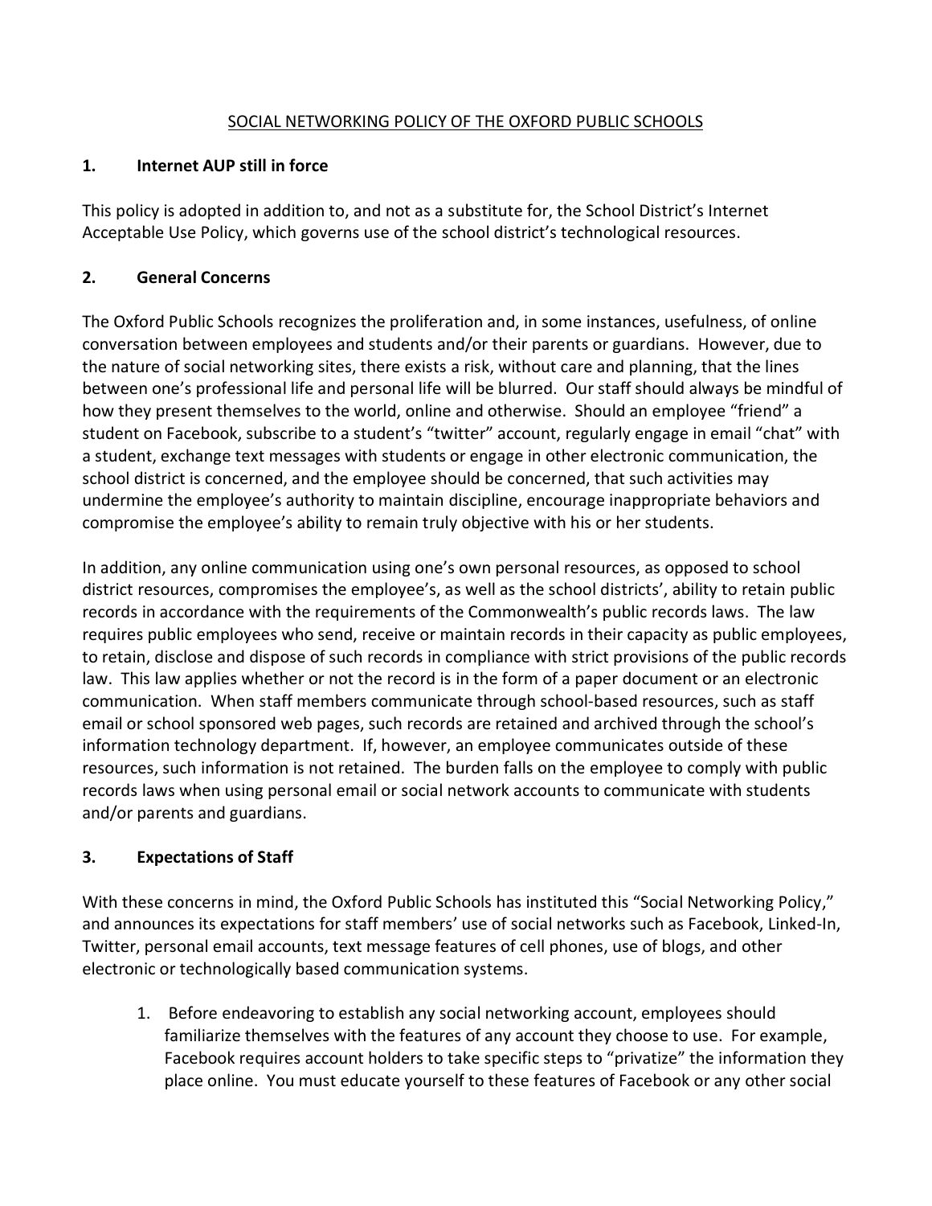# SOCIAL NETWORKING POLICY OF THE OXFORD PUBLIC SCHOOLS

## 1. Internet AUP still in force

This policy is adopted in addition to, and not as a substitute for, the School District's Internet Acceptable Use Policy, which governs use of the school district's technological resources.

## 2. General Concerns

The Oxford Public Schools recognizes the proliferation and, in some instances, usefulness, of online conversation between employees and students and/or their parents or guardians. However, due to the nature of social networking sites, there exists a risk, without care and planning, that the lines between one's professional life and personal life will be blurred. Our staff should always be mindful of how they present themselves to the world, online and otherwise. Should an employee "friend" a student on Facebook, subscribe to a student's "twitter" account, regularly engage in email "chat" with a student, exchange text messages with students or engage in other electronic communication, the school district is concerned, and the employee should be concerned, that such activities may undermine the employee's authority to maintain discipline, encourage inappropriate behaviors and compromise the employee's ability to remain truly objective with his or her students.

In addition, any online communication using one's own personal resources, as opposed to school district resources, compromises the employee's, as well as the school districts', ability to retain public records in accordance with the requirements of the Commonwealth's public records laws. The law requires public employees who send, receive or maintain records in their capacity as public employees, to retain, disclose and dispose of such records in compliance with strict provisions of the public records law. This law applies whether or not the record is in the form of a paper document or an electronic communication. When staff members communicate through school-based resources, such as staff email or school sponsored web pages, such records are retained and archived through the school's information technology department. If, however, an employee communicates outside of these resources, such information is not retained. The burden falls on the employee to comply with public records laws when using personal email or social network accounts to communicate with students and/or parents and guardians.

## 3. Expectations of Staff

With these concerns in mind, the Oxford Public Schools has instituted this "Social Networking Policy," and announces its expectations for staff members' use of social networks such as Facebook, Linked-In, Twitter, personal email accounts, text message features of cell phones, use of blogs, and other electronic or technologically based communication systems.

1. Before endeavoring to establish any social networking account, employees should familiarize themselves with the features of any account they choose to use. For example, Facebook requires account holders to take specific steps to "privatize" the information they place online. You must educate yourself to these features of Facebook or any other social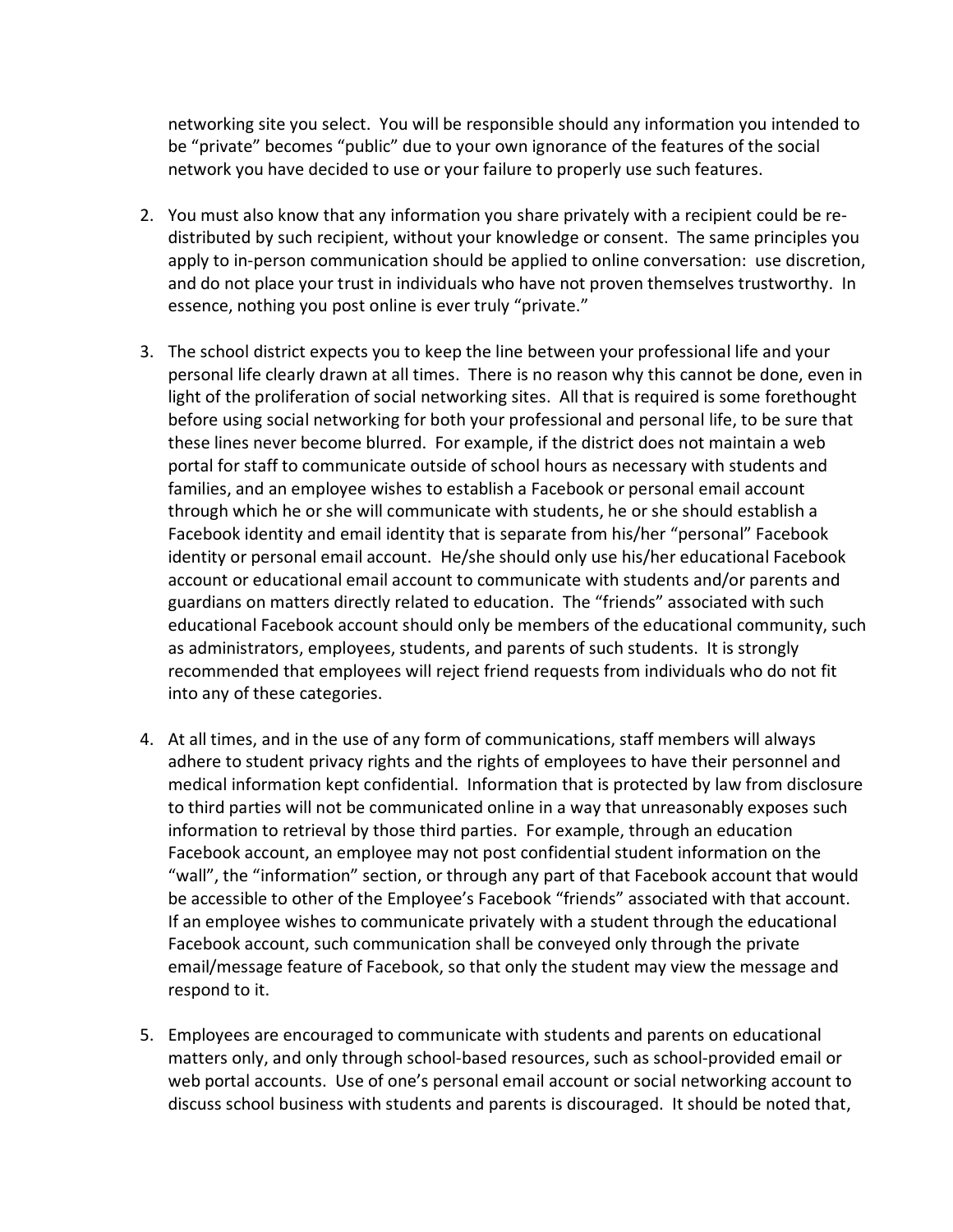networking site you select. You will be responsible should any information you intended to be "private" becomes "public" due to your own ignorance of the features of the social network you have decided to use or your failure to properly use such features.

2. You must also know that any information you share privately with a recipient could be re-distributed by such recipient, without your knowledge or consent. The same principles you apply to in-person communication should be applied to online conversation: use discretion, and do not place your trust in individuals who have not proven themselves trustworthy. In essence, nothing you post online is ever truly "private."

3. The school district expects you to keep the line between your professional life and your personal life clearly drawn at all times. There is no reason why this cannot be done, even in light of the proliferation of social networking sites. All that is required is some forethought before using social networking for both your professional and personal life, to be sure that these lines never become blurred. For example, if the district does not maintain a web portal for staff to communicate outside of school hours as necessary with students and families, and an employee wishes to establish a Facebook or personal email account through which he or she will communicate with students, he or she should establish a Facebook identity and email identity that is separate from his/her "personal" Facebook identity or personal email account. He/she should only use his/her educational Facebook account or educational email account to communicate with students and/or parents and guardians on matters directly related to education. The "friends" associated with such educational Facebook account should only be members of the educational community, such as administrators, employees, students, and parents of such students. It is strongly recommended that employees will reject friend requests from individuals who do not fit into any of these categories.

4. At all times, and in the use of any form of communications, staff members will always adhere to student privacy rights and the rights of employees to have their personnel and medical information kept confidential. Information that is protected by law from disclosure to third parties will not be communicated online in a way that unreasonably exposes such information to retrieval by those third parties. For example, through an education Facebook account, an employee may not post confidential student information on the "wall", the "information" section, or through any part of that Facebook account that would be accessible to other of the Employee's Facebook "friends" associated with that account. If an employee wishes to communicate privately with a student through the educational Facebook account, such communication shall be conveyed only through the private email/message feature of Facebook, so that only the student may view the message and respond to it.

5. Employees are encouraged to communicate with students and parents on educational matters only, and only through school-based resources, such as school-provided email or web portal accounts. Use of one's personal email account or social networking account to discuss school business with students and parents is discouraged. It should be noted that,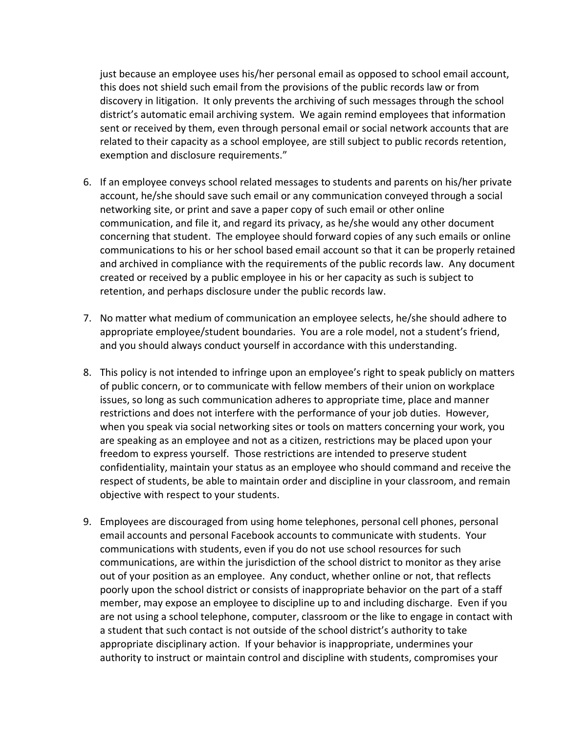just because an employee uses his/her personal email as opposed to school email account, this does not shield such email from the provisions of the public records law or from discovery in litigation. It only prevents the archiving of such messages through the school district's automatic email archiving system. We again remind employees that information sent or received by them, even through personal email or social network accounts that are related to their capacity as a school employee, are still subject to public records retention, exemption and disclosure requirements."

6. If an employee conveys school related messages to students and parents on his/her private account, he/she should save such email or any communication conveyed through a social networking site, or print and save a paper copy of such email or other online communication, and file it, and regard its privacy, as he/she would any other document concerning that student. The employee should forward copies of any such emails or online communications to his or her school based email account so that it can be properly retained and archived in compliance with the requirements of the public records law. Any document created or received by a public employee in his or her capacity as such is subject to retention, and perhaps disclosure under the public records law.

7. No matter what medium of communication an employee selects, he/she should adhere to appropriate employee/student boundaries. You are a role model, not a student's friend, and you should always conduct yourself in accordance with this understanding.

8. This policy is not intended to infringe upon an employee's right to speak publicly on matters of public concern, or to communicate with fellow members of their union on workplace issues, so long as such communication adheres to appropriate time, place and manner restrictions and does not interfere with the performance of your job duties. However, when you speak via social networking sites or tools on matters concerning your work, you are speaking as an employee and not as a citizen, restrictions may be placed upon your freedom to express yourself. Those restrictions are intended to preserve student confidentiality, maintain your status as an employee who should command and receive the respect of students, be able to maintain order and discipline in your classroom, and remain objective with respect to your students.

9. Employees are discouraged from using home telephones, personal cell phones, personal email accounts and personal Facebook accounts to communicate with students. Your communications with students, even if you do not use school resources for such communications, are within the jurisdiction of the school district to monitor as they arise out of your position as an employee. Any conduct, whether online or not, that reflects poorly upon the school district or consists of inappropriate behavior on the part of a staff member, may expose an employee to discipline up to and including discharge. Even if you are not using a school telephone, computer, classroom or the like to engage in contact with a student that such contact is not outside of the school district's authority to take appropriate disciplinary action. If your behavior is inappropriate, undermines your authority to instruct or maintain control and discipline with students, compromises your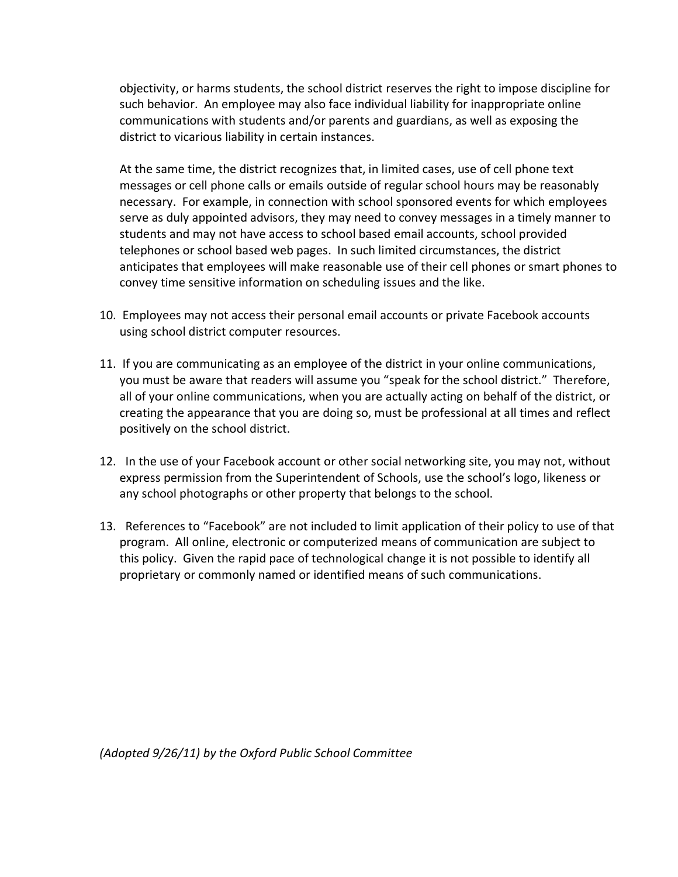objectivity, or harms students, the school district reserves the right to impose discipline for such behavior. An employee may also face individual liability for inappropriate online communications with students and/or parents and guardians, as well as exposing the district to vicarious liability in certain instances.

At the same time, the district recognizes that, in limited cases, use of cell phone text messages or cell phone calls or emails outside of regular school hours may be reasonably necessary. For example, in connection with school sponsored events for which employees serve as duly appointed advisors, they may need to convey messages in a timely manner to students and may not have access to school based email accounts, school provided telephones or school based web pages. In such limited circumstances, the district anticipates that employees will make reasonable use of their cell phones or smart phones to convey time sensitive information on scheduling issues and the like.

10. Employees may not access their personal email accounts or private Facebook accounts using school district computer resources.

11. If you are communicating as an employee of the district in your online communications, you must be aware that readers will assume you "speak for the school district." Therefore, all of your online communications, when you are actually acting on behalf of the district, or creating the appearance that you are doing so, must be professional at all times and reflect positively on the school district.

12. In the use of your Facebook account or other social networking site, you may not, without express permission from the Superintendent of Schools, use the school's logo, likeness or any school photographs or other property that belongs to the school.

13. References to "Facebook" are not included to limit application of their policy to use of that program. All online, electronic or computerized means of communication are subject to this policy. Given the rapid pace of technological change it is not possible to identify all proprietary or commonly named or identified means of such communications.

*(Adopted 9/26/11) by the Oxford Public School Committee*